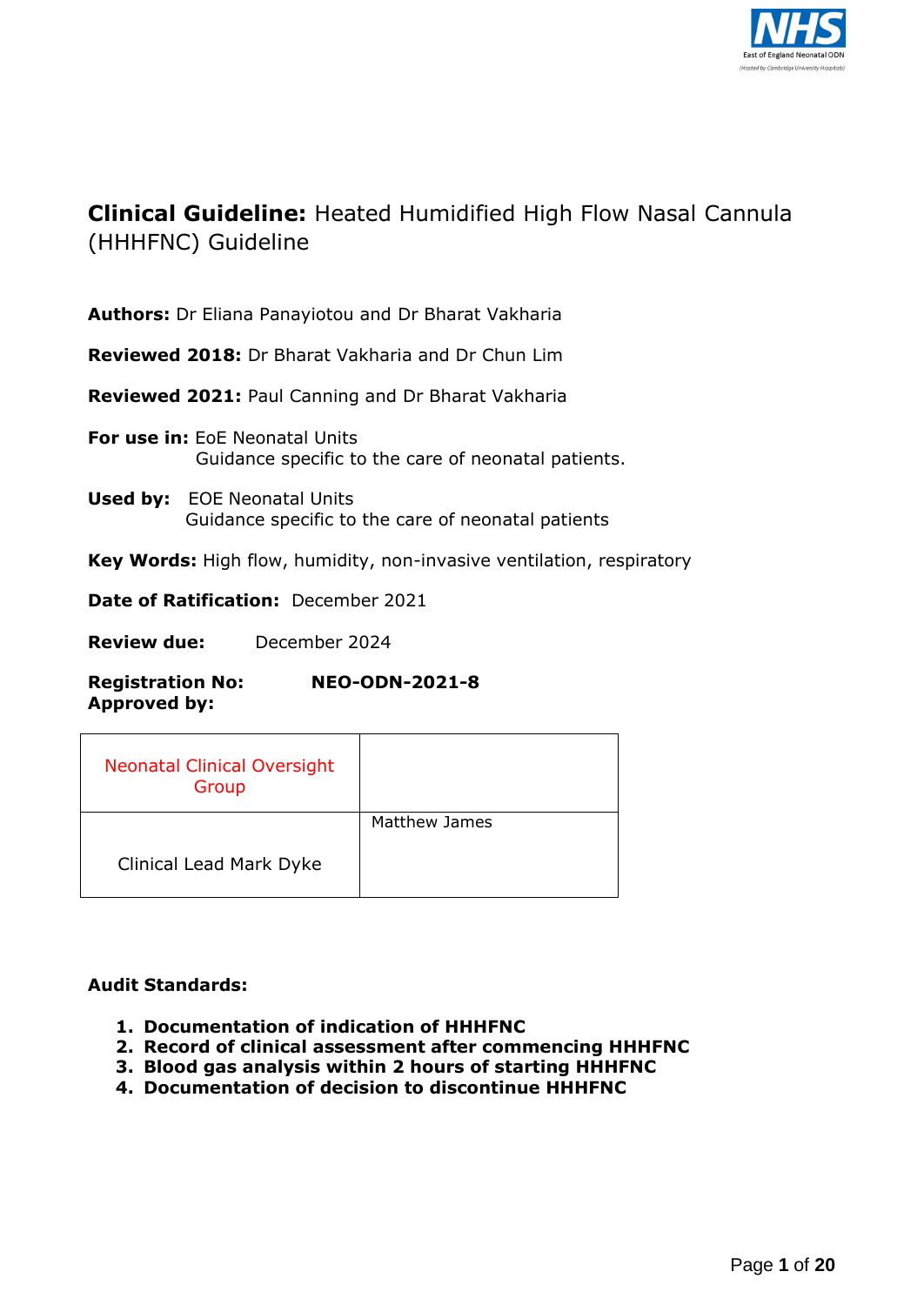# **Clinical Guideline:** Heated Humidified High Flow Nasal Cannula (HHHFNC) Guideline

**Authors:** Dr Eliana Panayiotou and Dr Bharat Vakharia

**Reviewed 2018:** Dr Bharat Vakharia and Dr Chun Lim

**Reviewed 2021:** Paul Canning and Dr Bharat Vakharia

**For use in:** EoE Neonatal Units
Guidance specific to the care of neonatal patients.

**Used by:** EOE Neonatal Units
Guidance specific to the care of neonatal patients

**Key Words:** High flow, humidity, non-invasive ventilation, respiratory

**Date of Ratification:** December 2021

**Review due:** December 2024

**Registration No:** **NEO-ODN-2021-8**

**Approved by:**

| | |
|---|---|
| Neonatal Clinical Oversight Group | |
| Clinical Lead Mark Dyke | Matthew James |

**Audit Standards:**

1. **Documentation of indication of HHHFNC**
2. **Record of clinical assessment after commencing HHHFNC**
3. **Blood gas analysis within 2 hours of starting HHHFNC**
4. **Documentation of decision to discontinue HHHFNC**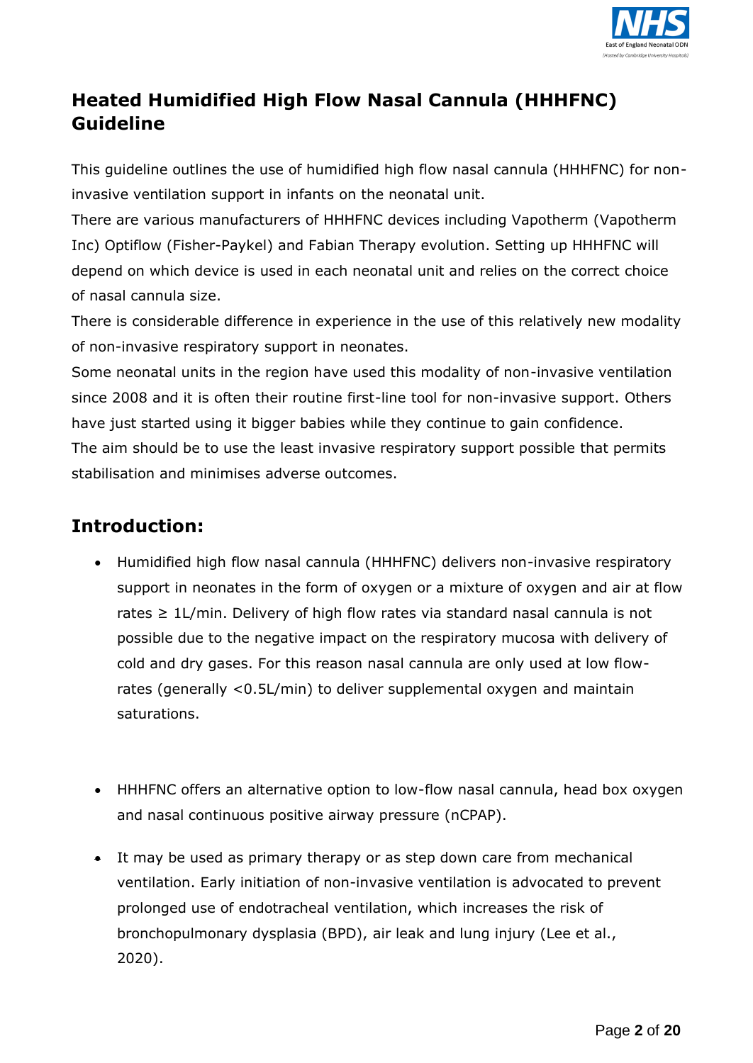# Heated Humidified High Flow Nasal Cannula (HHHFNC) Guideline

This guideline outlines the use of humidified high flow nasal cannula (HHHFNC) for non-invasive ventilation support in infants on the neonatal unit.

There are various manufacturers of HHHFNC devices including Vapotherm (Vapotherm Inc) Optiflow (Fisher-Paykel) and Fabian Therapy evolution. Setting up HHHFNC will depend on which device is used in each neonatal unit and relies on the correct choice of nasal cannula size.

There is considerable difference in experience in the use of this relatively new modality of non-invasive respiratory support in neonates.

Some neonatal units in the region have used this modality of non-invasive ventilation since 2008 and it is often their routine first-line tool for non-invasive support. Others have just started using it bigger babies while they continue to gain confidence.

The aim should be to use the least invasive respiratory support possible that permits stabilisation and minimises adverse outcomes.

## Introduction:

- Humidified high flow nasal cannula (HHHFNC) delivers non-invasive respiratory support in neonates in the form of oxygen or a mixture of oxygen and air at flow rates ≥ 1L/min. Delivery of high flow rates via standard nasal cannula is not possible due to the negative impact on the respiratory mucosa with delivery of cold and dry gases. For this reason nasal cannula are only used at low flow-rates (generally <0.5L/min) to deliver supplemental oxygen and maintain saturations.

- HHHFNC offers an alternative option to low-flow nasal cannula, head box oxygen and nasal continuous positive airway pressure (nCPAP).

- It may be used as primary therapy or as step down care from mechanical ventilation. Early initiation of non-invasive ventilation is advocated to prevent prolonged use of endotracheal ventilation, which increases the risk of bronchopulmonary dysplasia (BPD), air leak and lung injury (Lee et al., 2020).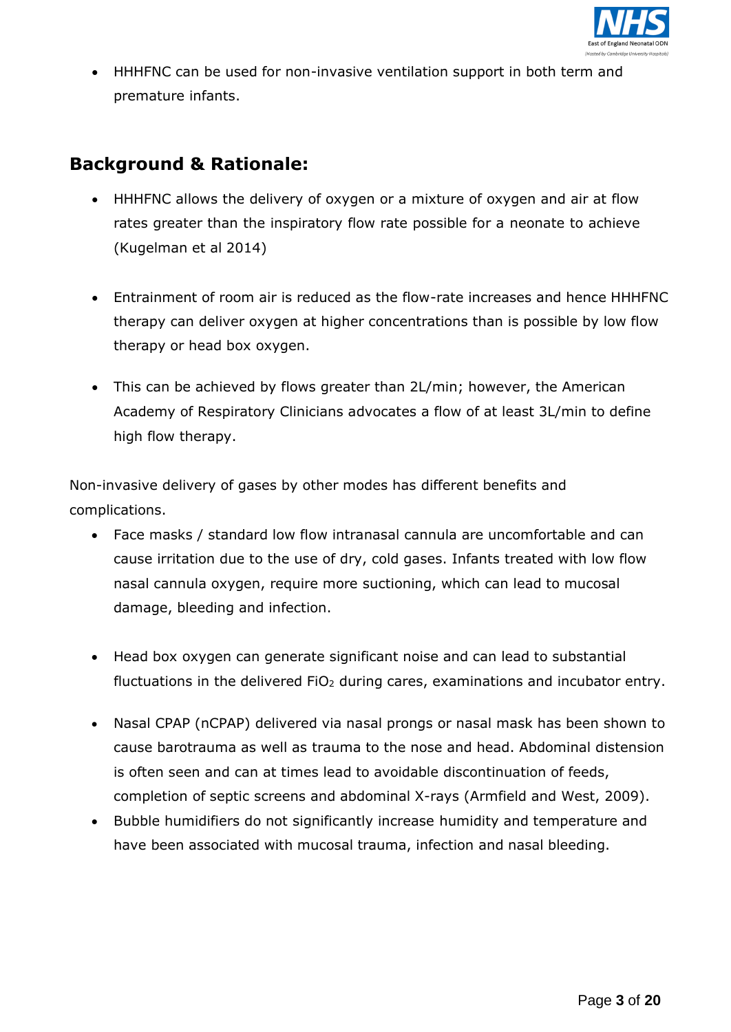- HHHFNC can be used for non-invasive ventilation support in both term and premature infants.

## Background & Rationale:

- HHHFNC allows the delivery of oxygen or a mixture of oxygen and air at flow rates greater than the inspiratory flow rate possible for a neonate to achieve (Kugelman et al 2014)

- Entrainment of room air is reduced as the flow-rate increases and hence HHHFNC therapy can deliver oxygen at higher concentrations than is possible by low flow therapy or head box oxygen.

- This can be achieved by flows greater than 2L/min; however, the American Academy of Respiratory Clinicians advocates a flow of at least 3L/min to define high flow therapy.

Non-invasive delivery of gases by other modes has different benefits and complications.

- Face masks / standard low flow intranasal cannula are uncomfortable and can cause irritation due to the use of dry, cold gases. Infants treated with low flow nasal cannula oxygen, require more suctioning, which can lead to mucosal damage, bleeding and infection.

- Head box oxygen can generate significant noise and can lead to substantial fluctuations in the delivered $FiO_2$ during cares, examinations and incubator entry.

- Nasal CPAP (nCPAP) delivered via nasal prongs or nasal mask has been shown to cause barotrauma as well as trauma to the nose and head. Abdominal distension is often seen and can at times lead to avoidable discontinuation of feeds, completion of septic screens and abdominal X-rays (Armfield and West, 2009).
- Bubble humidifiers do not significantly increase humidity and temperature and have been associated with mucosal trauma, infection and nasal bleeding.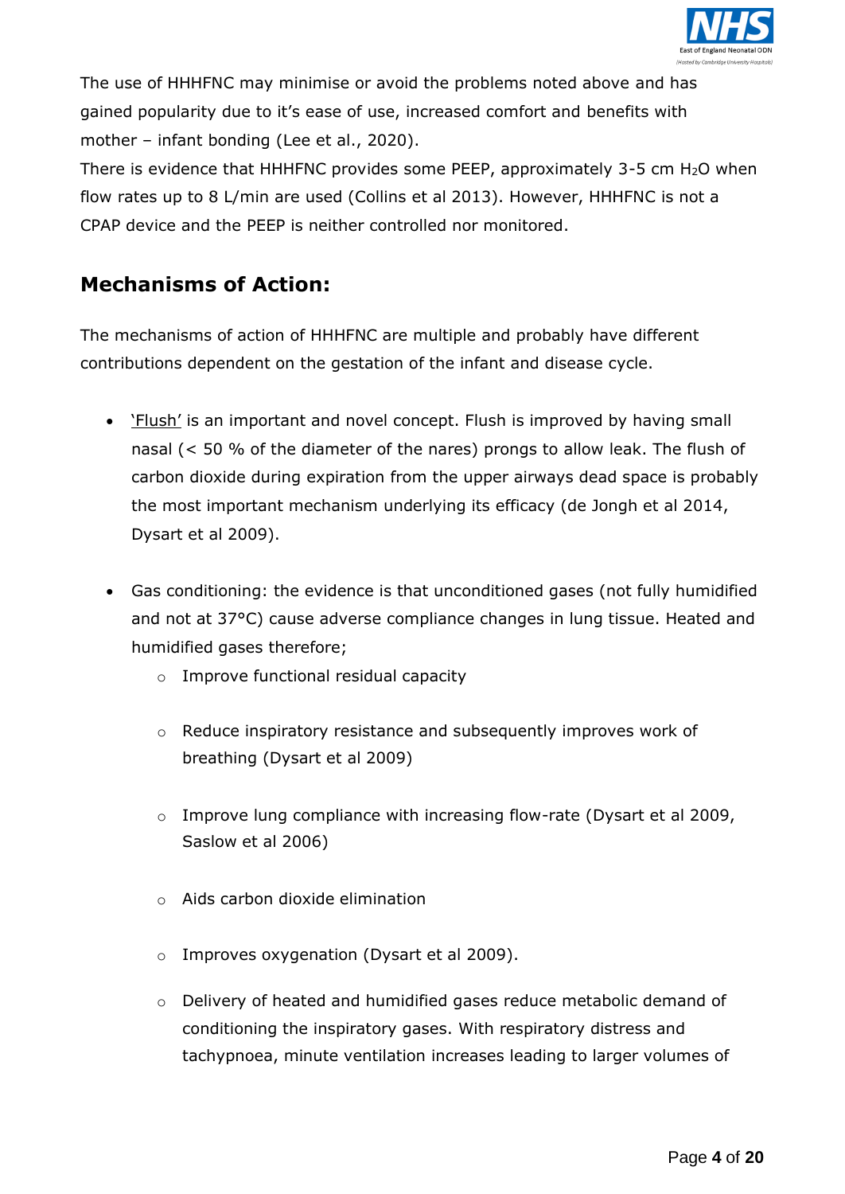The use of HHHFNC may minimise or avoid the problems noted above and has gained popularity due to it's ease of use, increased comfort and benefits with mother – infant bonding (Lee et al., 2020).

There is evidence that HHHFNC provides some PEEP, approximately 3-5 cm $H_2O$ when flow rates up to 8 L/min are used (Collins et al 2013). However, HHHFNC is not a CPAP device and the PEEP is neither controlled nor monitored.

## Mechanisms of Action:

The mechanisms of action of HHHFNC are multiple and probably have different contributions dependent on the gestation of the infant and disease cycle.

- 'Flush' is an important and novel concept. Flush is improved by having small nasal (< 50 % of the diameter of the nares) prongs to allow leak. The flush of carbon dioxide during expiration from the upper airways dead space is probably the most important mechanism underlying its efficacy (de Jongh et al 2014, Dysart et al 2009).

- Gas conditioning: the evidence is that unconditioned gases (not fully humidified and not at 37°C) cause adverse compliance changes in lung tissue. Heated and humidified gases therefore;
  - Improve functional residual capacity
  - Reduce inspiratory resistance and subsequently improves work of breathing (Dysart et al 2009)
  - Improve lung compliance with increasing flow-rate (Dysart et al 2009, Saslow et al 2006)
  - Aids carbon dioxide elimination
  - Improves oxygenation (Dysart et al 2009).
  - Delivery of heated and humidified gases reduce metabolic demand of conditioning the inspiratory gases. With respiratory distress and tachypnoea, minute ventilation increases leading to larger volumes of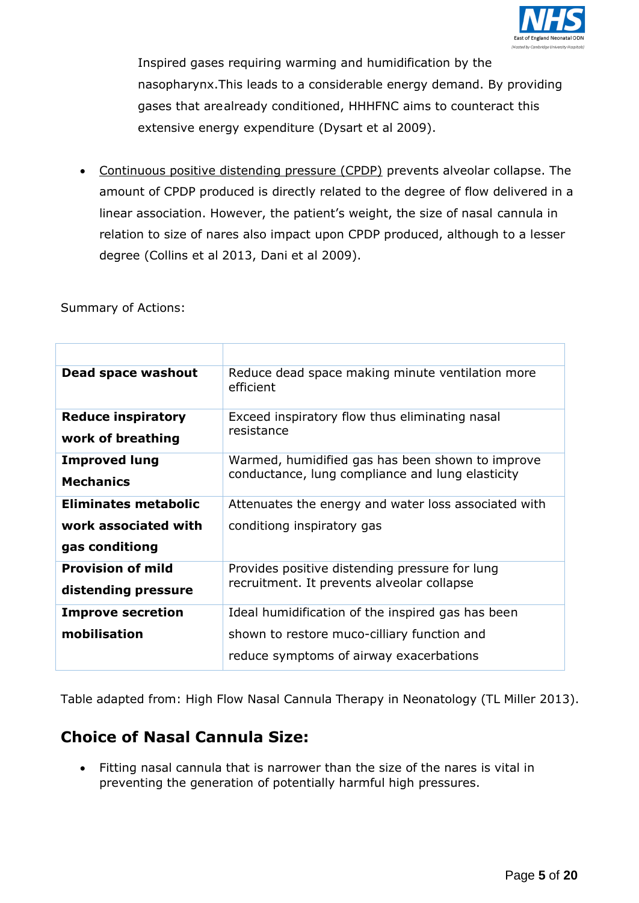Inspired gases requiring warming and humidification by the nasopharynx.This leads to a considerable energy demand. By providing gases that arealready conditioned, HHHFNC aims to counteract this extensive energy expenditure (Dysart et al 2009).

- Continuous positive distending pressure (CPDP) prevents alveolar collapse. The amount of CPDP produced is directly related to the degree of flow delivered in a linear association. However, the patient's weight, the size of nasal cannula in relation to size of nares also impact upon CPDP produced, although to a lesser degree (Collins et al 2013, Dani et al 2009).

Summary of Actions:

| | |
|---|---|
| **Dead space washout** | Reduce dead space making minute ventilation more efficient |
| **Reduce inspiratory work of breathing** | Exceed inspiratory flow thus eliminating nasal resistance |
| **Improved lung Mechanics** | Warmed, humidified gas has been shown to improve conductance, lung compliance and lung elasticity |
| **Eliminates metabolic work associated with gas conditioning** | Attenuates the energy and water loss associated with conditiong inspiratory gas |
| **Provision of mild distending pressure** | Provides positive distending pressure for lung recruitment. It prevents alveolar collapse |
| **Improve secretion mobilisation** | Ideal humidification of the inspired gas has been shown to restore muco-cilliary function and reduce symptoms of airway exacerbations |

Table adapted from: High Flow Nasal Cannula Therapy in Neonatology (TL Miller 2013).

## Choice of Nasal Cannula Size:

- Fitting nasal cannula that is narrower than the size of the nares is vital in preventing the generation of potentially harmful high pressures.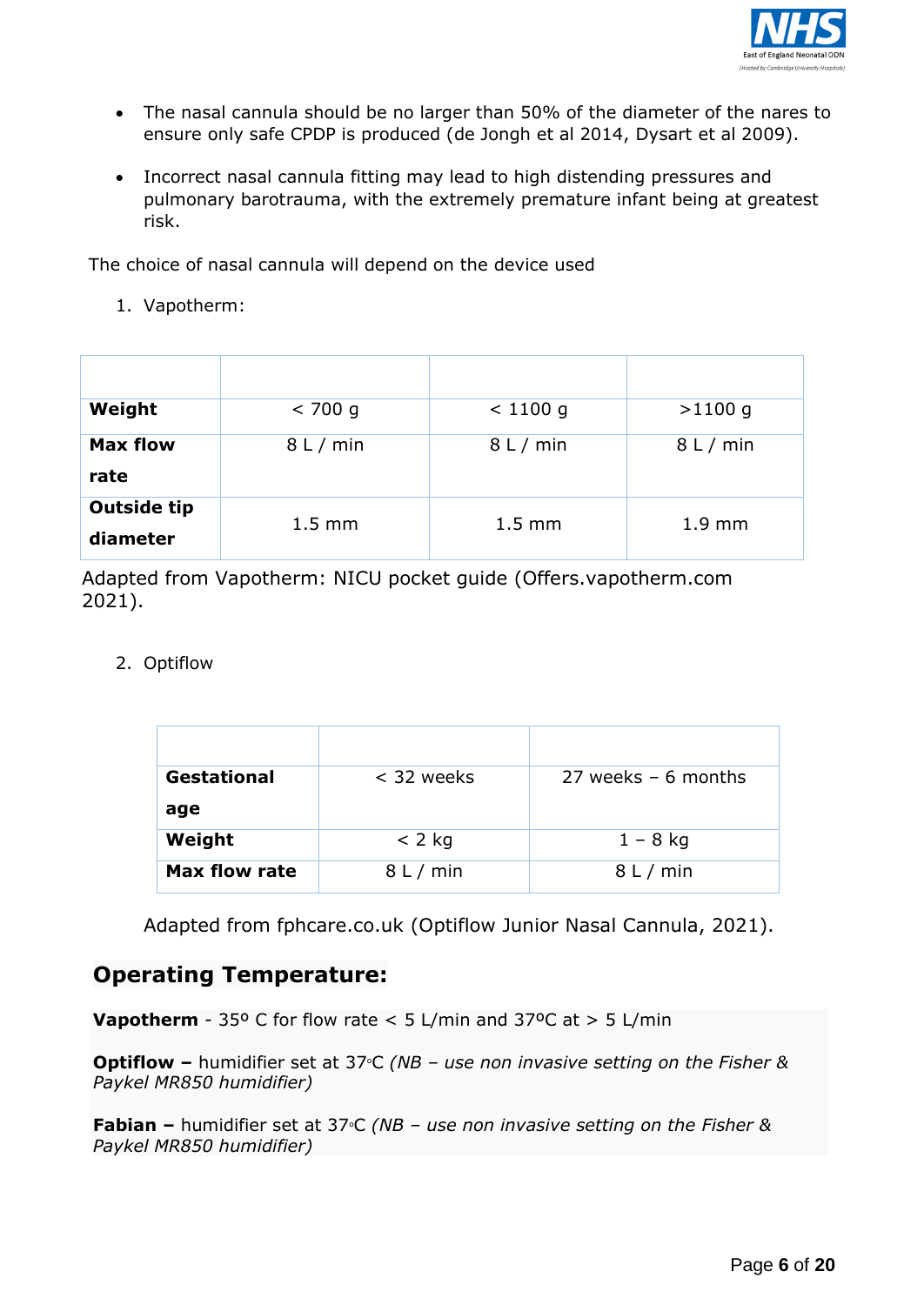- The nasal cannula should be no larger than 50% of the diameter of the nares to ensure only safe CPDP is produced (de Jongh et al 2014, Dysart et al 2009).
- Incorrect nasal cannula fitting may lead to high distending pressures and pulmonary barotrauma, with the extremely premature infant being at greatest risk.

The choice of nasal cannula will depend on the device used

1. Vapotherm:

| | | | |
|---|---|---|---|
| **Weight** | < 700 g | < 1100 g | >1100 g |
| **Max flow rate** | 8 L / min | 8 L / min | 8 L / min |
| **Outside tip diameter** | 1.5 mm | 1.5 mm | 1.9 mm |

Adapted from Vapotherm: NICU pocket guide (Offers.vapotherm.com 2021).

2. Optiflow

| | | |
|---|---|---|
| **Gestational age** | < 32 weeks | 27 weeks – 6 months |
| **Weight** | < 2 kg | 1 – 8 kg |
| **Max flow rate** | 8 L / min | 8 L / min |

Adapted from fphcare.co.uk (Optiflow Junior Nasal Cannula, 2021).

## Operating Temperature:

**Vapotherm** - 35º C for flow rate < 5 L/min and 37ºC at > 5 L/min

**Optiflow –** humidifier set at 37◦C *(NB – use non invasive setting on the Fisher & Paykel MR850 humidifier)*

**Fabian –** humidifier set at 37◦C *(NB – use non invasive setting on the Fisher & Paykel MR850 humidifier)*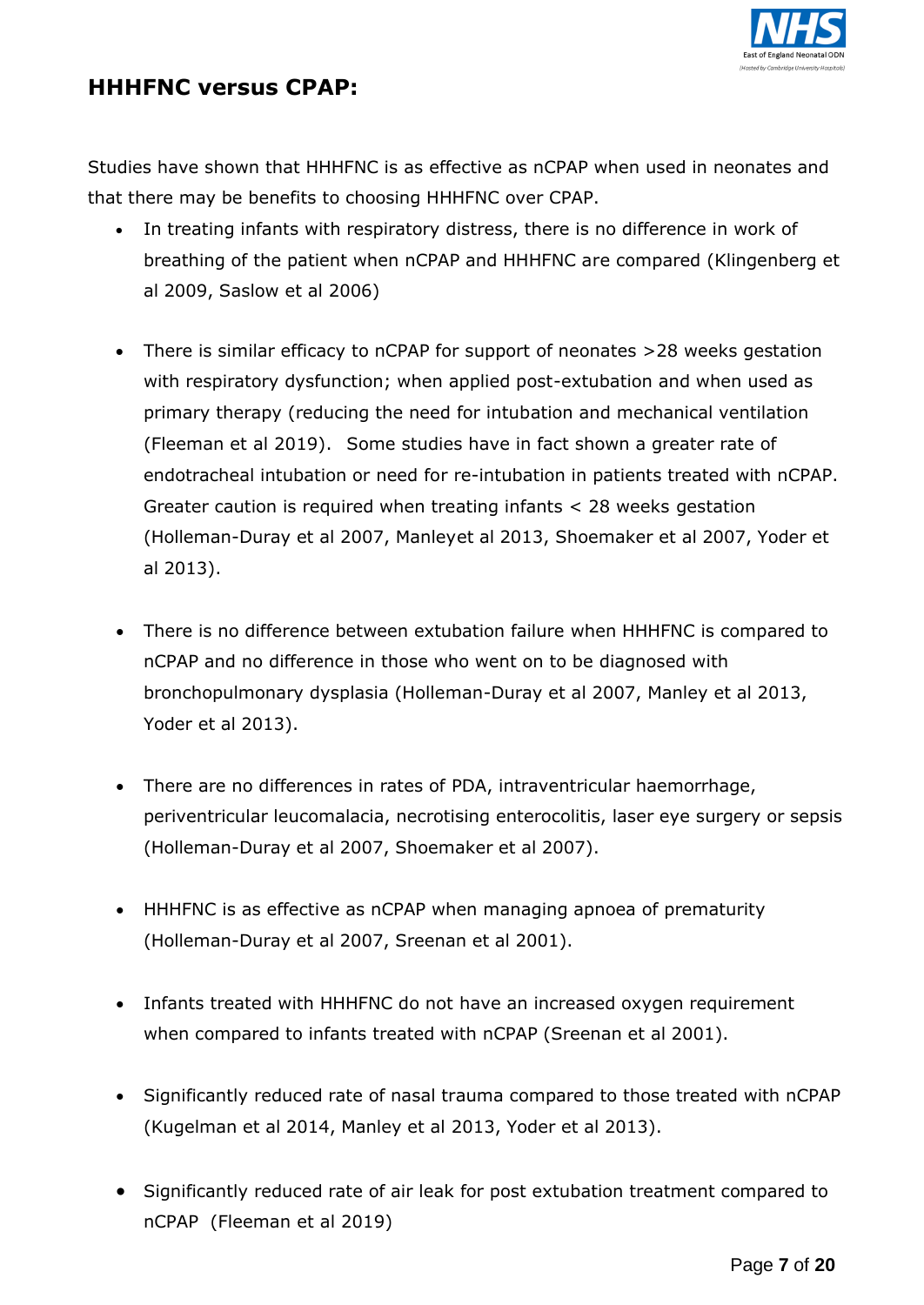## HHHFNC versus CPAP:

Studies have shown that HHHFNC is as effective as nCPAP when used in neonates and that there may be benefits to choosing HHHFNC over CPAP.

- In treating infants with respiratory distress, there is no difference in work of breathing of the patient when nCPAP and HHHFNC are compared (Klingenberg et al 2009, Saslow et al 2006)

- There is similar efficacy to nCPAP for support of neonates >28 weeks gestation with respiratory dysfunction; when applied post-extubation and when used as primary therapy (reducing the need for intubation and mechanical ventilation (Fleeman et al 2019). Some studies have in fact shown a greater rate of endotracheal intubation or need for re-intubation in patients treated with nCPAP. Greater caution is required when treating infants < 28 weeks gestation (Holleman-Duray et al 2007, Manleyet al 2013, Shoemaker et al 2007, Yoder et al 2013).

- There is no difference between extubation failure when HHHFNC is compared to nCPAP and no difference in those who went on to be diagnosed with bronchopulmonary dysplasia (Holleman-Duray et al 2007, Manley et al 2013, Yoder et al 2013).

- There are no differences in rates of PDA, intraventricular haemorrhage, periventricular leucomalacia, necrotising enterocolitis, laser eye surgery or sepsis (Holleman-Duray et al 2007, Shoemaker et al 2007).

- HHHFNC is as effective as nCPAP when managing apnoea of prematurity (Holleman-Duray et al 2007, Sreenan et al 2001).

- Infants treated with HHHFNC do not have an increased oxygen requirement when compared to infants treated with nCPAP (Sreenan et al 2001).

- Significantly reduced rate of nasal trauma compared to those treated with nCPAP (Kugelman et al 2014, Manley et al 2013, Yoder et al 2013).

- Significantly reduced rate of air leak for post extubation treatment compared to nCPAP (Fleeman et al 2019)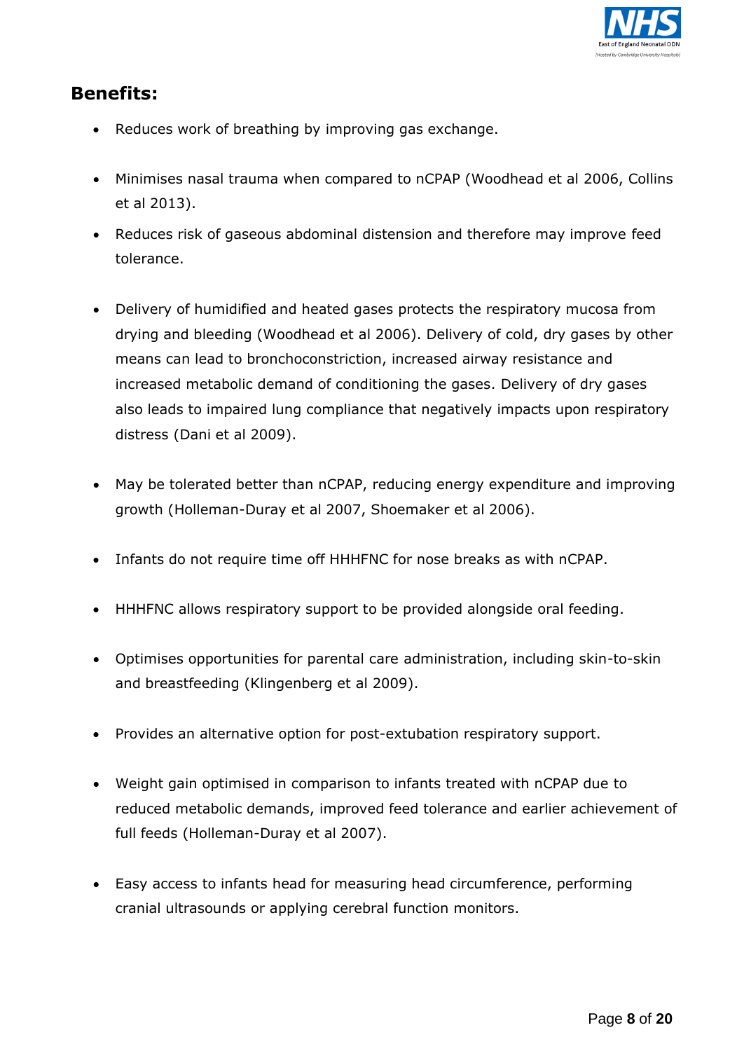## Benefits:

- Reduces work of breathing by improving gas exchange.
- Minimises nasal trauma when compared to nCPAP (Woodhead et al 2006, Collins et al 2013).
- Reduces risk of gaseous abdominal distension and therefore may improve feed tolerance.
- Delivery of humidified and heated gases protects the respiratory mucosa from drying and bleeding (Woodhead et al 2006). Delivery of cold, dry gases by other means can lead to bronchoconstriction, increased airway resistance and increased metabolic demand of conditioning the gases. Delivery of dry gases also leads to impaired lung compliance that negatively impacts upon respiratory distress (Dani et al 2009).
- May be tolerated better than nCPAP, reducing energy expenditure and improving growth (Holleman-Duray et al 2007, Shoemaker et al 2006).
- Infants do not require time off HHHFNC for nose breaks as with nCPAP.
- HHHFNC allows respiratory support to be provided alongside oral feeding.
- Optimises opportunities for parental care administration, including skin-to-skin and breastfeeding (Klingenberg et al 2009).
- Provides an alternative option for post-extubation respiratory support.
- Weight gain optimised in comparison to infants treated with nCPAP due to reduced metabolic demands, improved feed tolerance and earlier achievement of full feeds (Holleman-Duray et al 2007).
- Easy access to infants head for measuring head circumference, performing cranial ultrasounds or applying cerebral function monitors.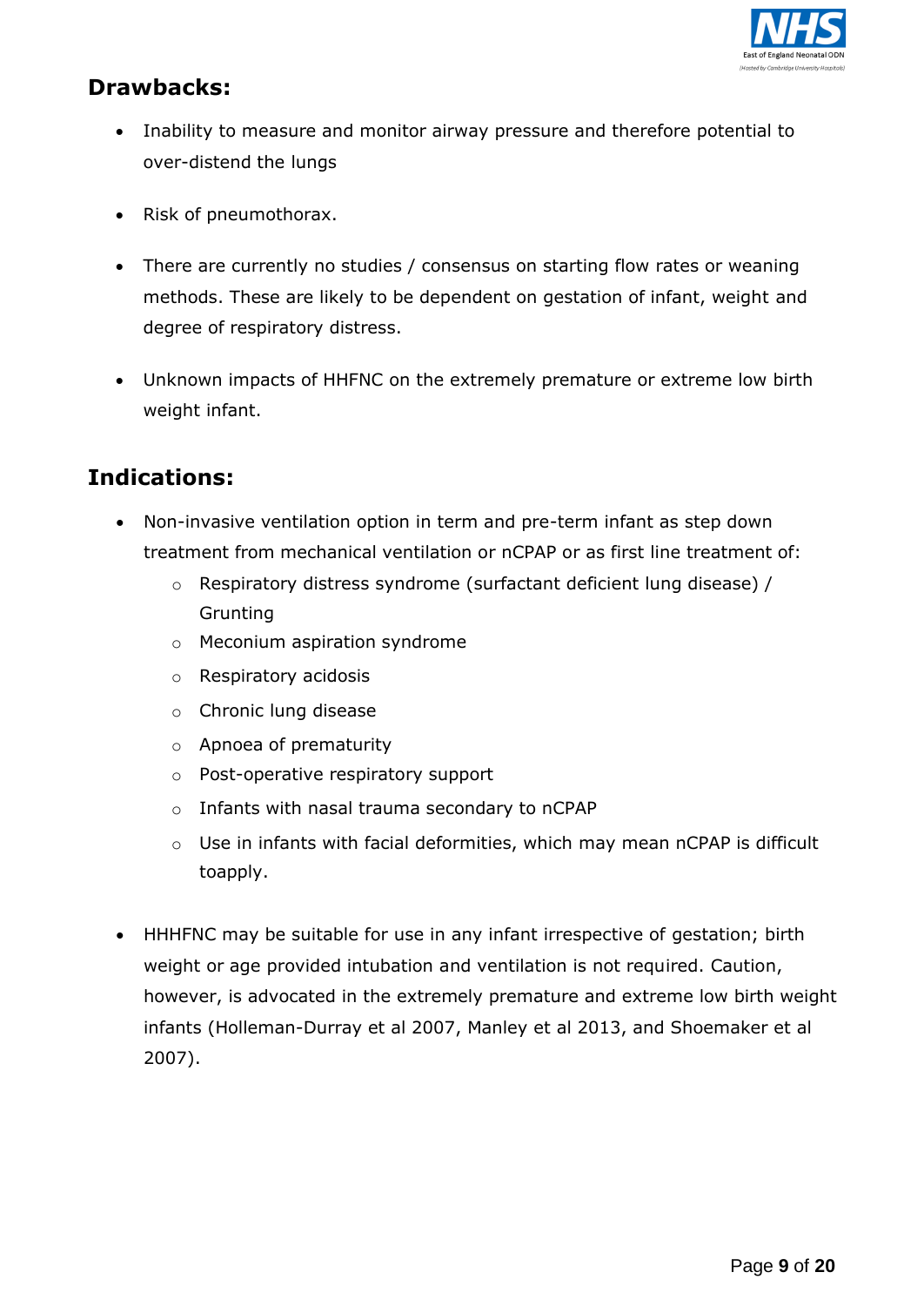## Drawbacks:

- Inability to measure and monitor airway pressure and therefore potential to over-distend the lungs
- Risk of pneumothorax.
- There are currently no studies / consensus on starting flow rates or weaning methods. These are likely to be dependent on gestation of infant, weight and degree of respiratory distress.
- Unknown impacts of HHFNC on the extremely premature or extreme low birth weight infant.

## Indications:

- Non-invasive ventilation option in term and pre-term infant as step down treatment from mechanical ventilation or nCPAP or as first line treatment of:
  - Respiratory distress syndrome (surfactant deficient lung disease) / Grunting
  - Meconium aspiration syndrome
  - Respiratory acidosis
  - Chronic lung disease
  - Apnoea of prematurity
  - Post-operative respiratory support
  - Infants with nasal trauma secondary to nCPAP
  - Use in infants with facial deformities, which may mean nCPAP is difficult toapply.

- HHHFNC may be suitable for use in any infant irrespective of gestation; birth weight or age provided intubation and ventilation is not required. Caution, however, is advocated in the extremely premature and extreme low birth weight infants (Holleman-Durray et al 2007, Manley et al 2013, and Shoemaker et al 2007).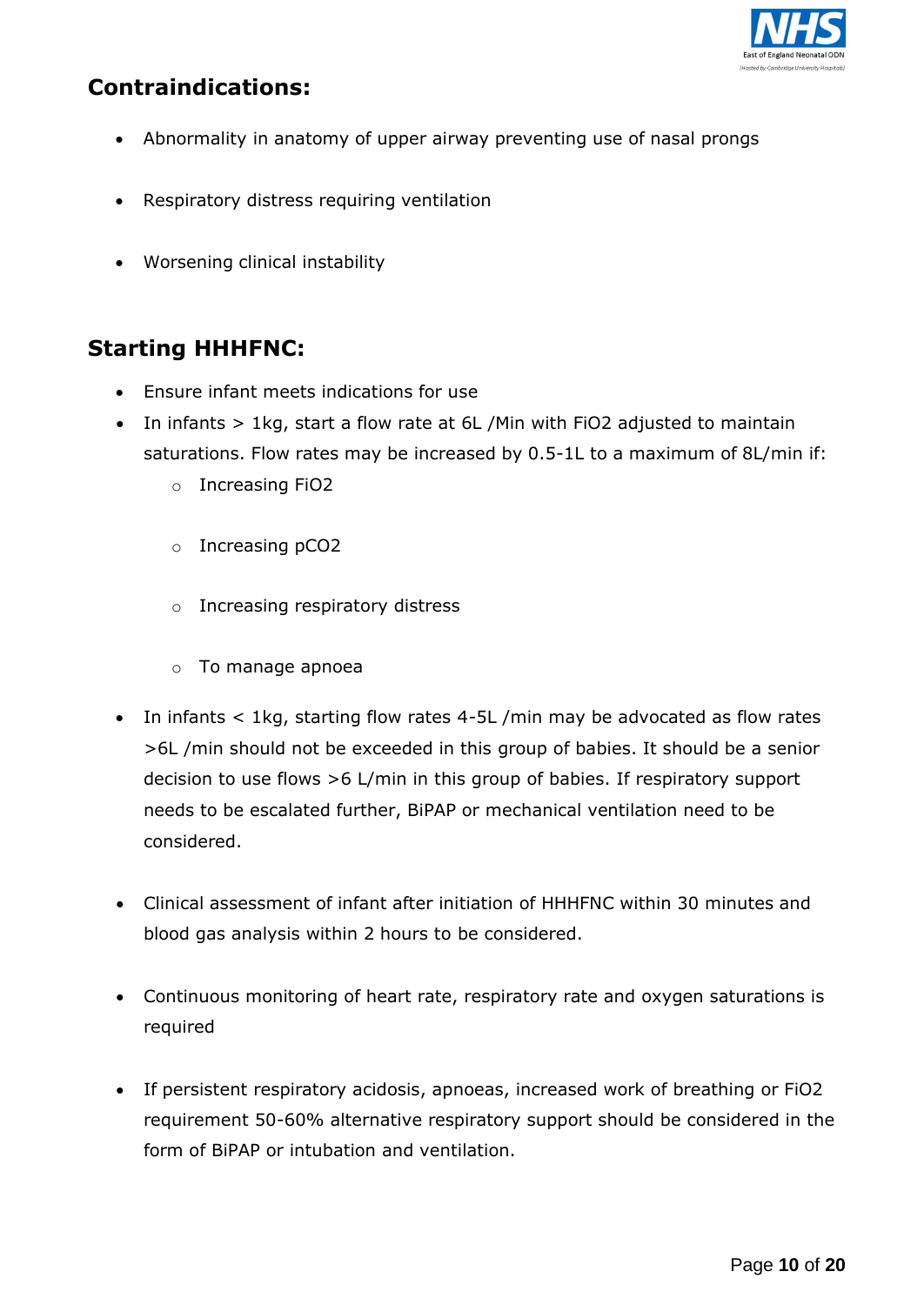## Contraindications:

- Abnormality in anatomy of upper airway preventing use of nasal prongs
- Respiratory distress requiring ventilation
- Worsening clinical instability

## Starting HHHFNC:

- Ensure infant meets indications for use
- In infants > 1kg, start a flow rate at 6L /Min with $FiO_2$ adjusted to maintain saturations. Flow rates may be increased by 0.5-1L to a maximum of 8L/min if:
  - Increasing $FiO_2$
  - Increasing $pCO_2$
  - Increasing respiratory distress
  - To manage apnoea
- In infants < 1kg, starting flow rates 4-5L /min may be advocated as flow rates >6L /min should not be exceeded in this group of babies. It should be a senior decision to use flows >6 L/min in this group of babies. If respiratory support needs to be escalated further, BiPAP or mechanical ventilation need to be considered.
- Clinical assessment of infant after initiation of HHHFNC within 30 minutes and blood gas analysis within 2 hours to be considered.
- Continuous monitoring of heart rate, respiratory rate and oxygen saturations is required
- If persistent respiratory acidosis, apnoeas, increased work of breathing or $FiO_2$ requirement 50-60% alternative respiratory support should be considered in the form of BiPAP or intubation and ventilation.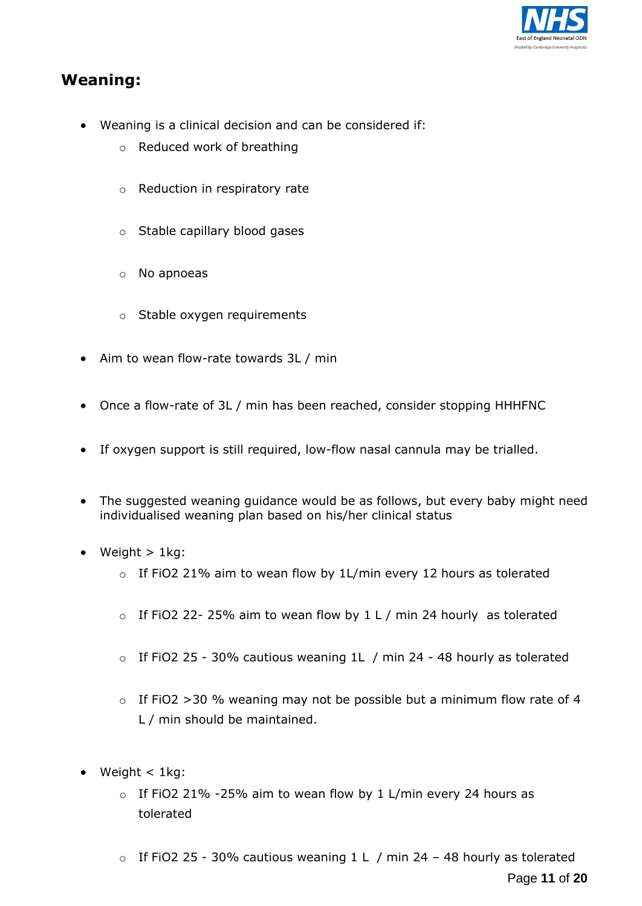## Weaning:

- Weaning is a clinical decision and can be considered if:
  - Reduced work of breathing
  - Reduction in respiratory rate
  - Stable capillary blood gases
  - No apnoeas
  - Stable oxygen requirements
- Aim to wean flow-rate towards 3L / min
- Once a flow-rate of 3L / min has been reached, consider stopping HHHFNC
- If oxygen support is still required, low-flow nasal cannula may be trialled.
- The suggested weaning guidance would be as follows, but every baby might need individualised weaning plan based on his/her clinical status
- Weight > 1kg:
  - If $FiO_2$ 21% aim to wean flow by 1L/min every 12 hours as tolerated
  - If $FiO_2$ 22- 25% aim to wean flow by 1 L / min 24 hourly as tolerated
  - If $FiO_2$ 25 - 30% cautious weaning 1L / min 24 - 48 hourly as tolerated
  - If $FiO_2$ >30 % weaning may not be possible but a minimum flow rate of 4 L / min should be maintained.
- Weight < 1kg:
  - If $FiO_2$ 21% -25% aim to wean flow by 1 L/min every 24 hours as tolerated
  - If $FiO_2$ 25 - 30% cautious weaning 1 L / min 24 – 48 hourly as tolerated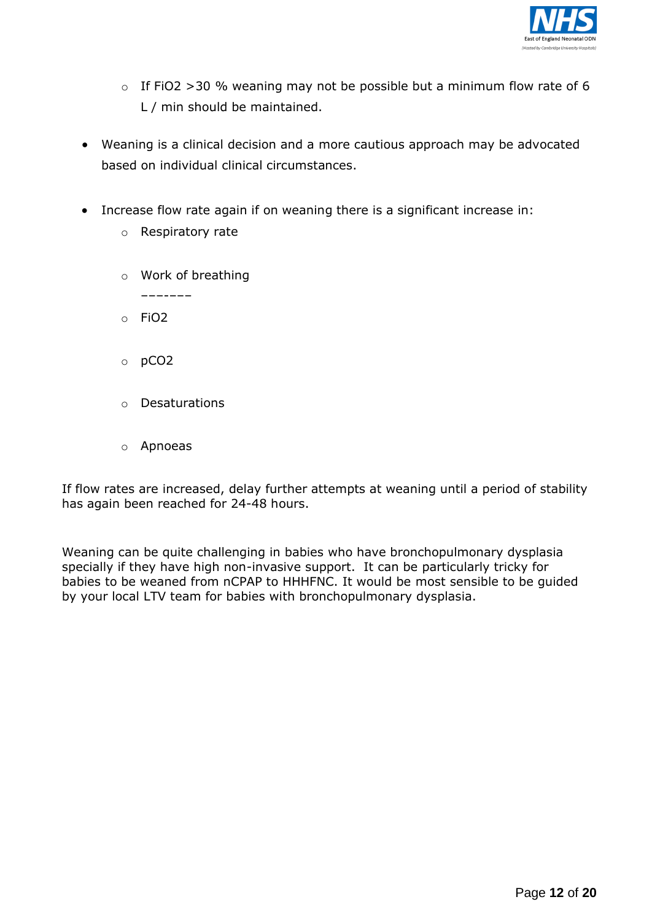- If $FiO_2$ >30 % weaning may not be possible but a minimum flow rate of 6 L / min should be maintained.

- Weaning is a clinical decision and a more cautious approach may be advocated based on individual clinical circumstances.

- Increase flow rate again if on weaning there is a significant increase in:
  - Respiratory rate
  - Work of breathing
  - $FiO_2$
  - $pCO_2$
  - Desaturations
  - Apnoeas

If flow rates are increased, delay further attempts at weaning until a period of stability has again been reached for 24-48 hours.

Weaning can be quite challenging in babies who have bronchopulmonary dysplasia specially if they have high non-invasive support. It can be particularly tricky for babies to be weaned from nCPAP to HHHFNC. It would be most sensible to be guided by your local LTV team for babies with bronchopulmonary dysplasia.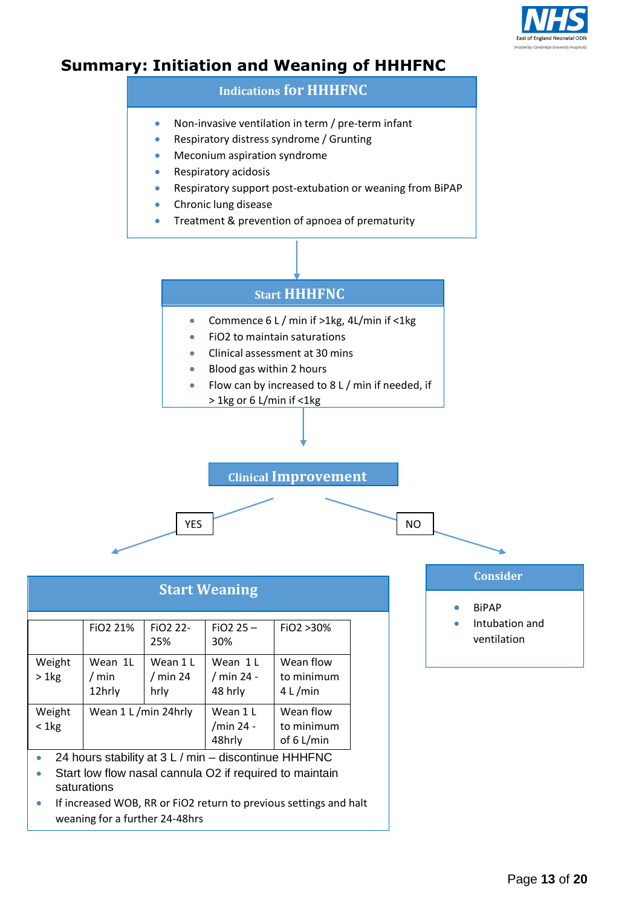# Summary: Initiation and Weaning of HHHFNC

## Indications for HHHFNC

- Non-invasive ventilation in term / pre-term infant
- Respiratory distress syndrome / Grunting
- Meconium aspiration syndrome
- Respiratory acidosis
- Respiratory support post-extubation or weaning from BiPAP
- Chronic lung disease
- Treatment & prevention of apnoea of prematurity

↓

## Start HHHFNC

- Commence 6 L / min if >1kg, 4L/min if <1kg
- FiO2 to maintain saturations
- Clinical assessment at 30 mins
- Blood gas within 2 hours
- Flow can by increased to 8 L / min if needed, if > 1kg or 6 L/min if <1kg

↓

## Clinical Improvement

YES → Start Weaning

NO → Consider

## Start Weaning

| | FiO2 21% | FiO2 22-25% | FiO2 25 – 30% | FiO2 >30% |
|---|---|---|---|---|
| Weight > 1kg | Wean 1L / min 12hrly | Wean 1 L / min 24 hrly | Wean 1 L / min 24 - 48 hrly | Wean flow to minimum 4 L /min |
| Weight < 1kg | Wean 1 L /min 24hrly | | Wean 1 L /min 24 - 48hrly | Wean flow to minimum of 6 L/min |

- 24 hours stability at 3 L / min – discontinue HHHFNC
- Start low flow nasal cannula O2 if required to maintain saturations
- If increased WOB, RR or FiO2 return to previous settings and halt weaning for a further 24-48hrs

## Consider

- BiPAP
- Intubation and ventilation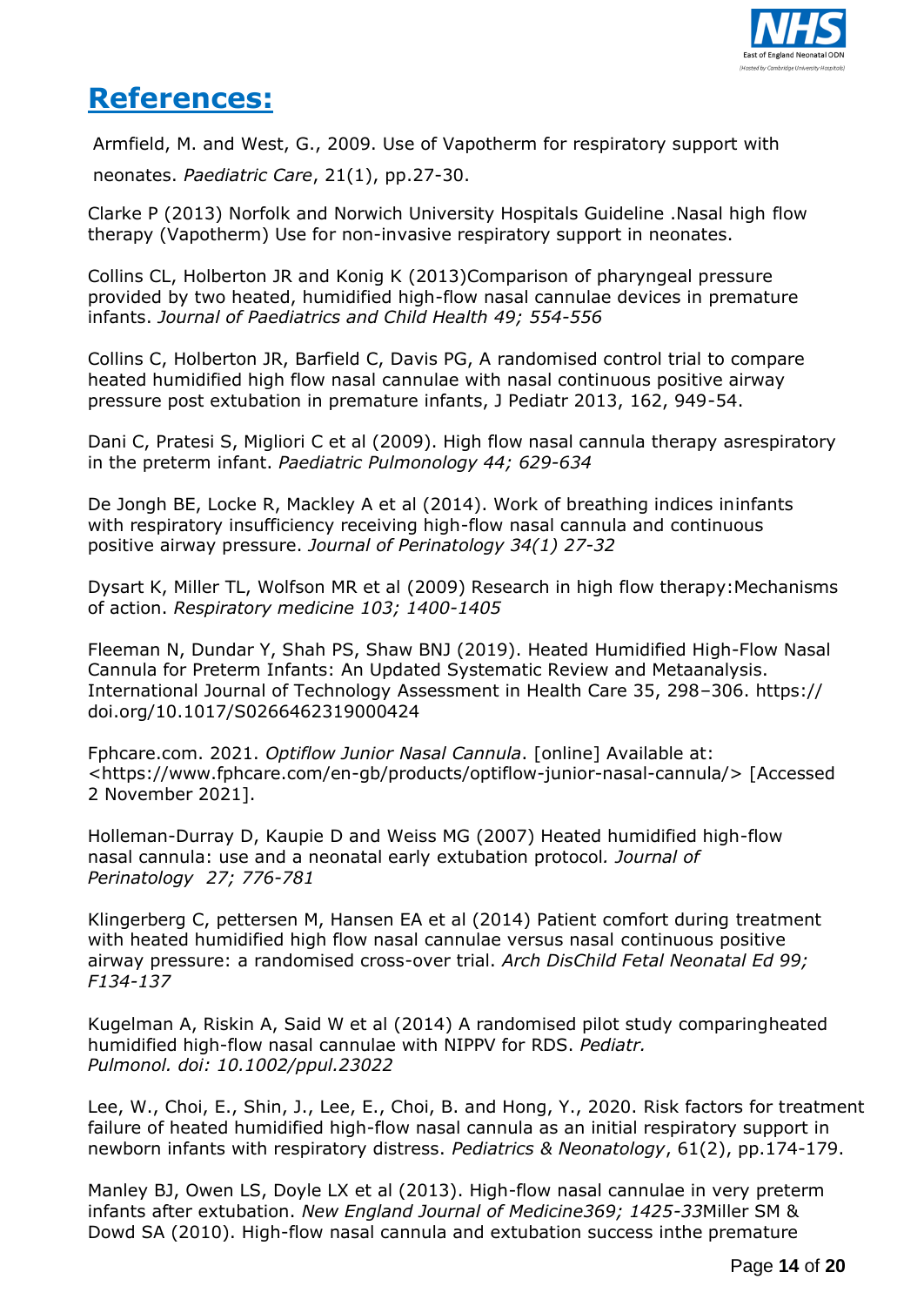# References:

Armfield, M. and West, G., 2009. Use of Vapotherm for respiratory support with neonates. *Paediatric Care*, 21(1), pp.27-30.

Clarke P (2013) Norfolk and Norwich University Hospitals Guideline .Nasal high flow therapy (Vapotherm) Use for non-invasive respiratory support in neonates.

Collins CL, Holberton JR and Konig K (2013)Comparison of pharyngeal pressure provided by two heated, humidified high-flow nasal cannulae devices in premature infants. *Journal of Paediatrics and Child Health 49; 554-556*

Collins C, Holberton JR, Barfield C, Davis PG, A randomised control trial to compare heated humidified high flow nasal cannulae with nasal continuous positive airway pressure post extubation in premature infants, J Pediatr 2013, 162, 949-54.

Dani C, Pratesi S, Migliori C et al (2009). High flow nasal cannula therapy asrespiratory in the preterm infant. *Paediatric Pulmonology 44; 629-634*

De Jongh BE, Locke R, Mackley A et al (2014). Work of breathing indices ininfants with respiratory insufficiency receiving high-flow nasal cannula and continuous positive airway pressure. *Journal of Perinatology 34(1) 27-32*

Dysart K, Miller TL, Wolfson MR et al (2009) Research in high flow therapy:Mechanisms of action. *Respiratory medicine 103; 1400-1405*

Fleeman N, Dundar Y, Shah PS, Shaw BNJ (2019). Heated Humidified High-Flow Nasal Cannula for Preterm Infants: An Updated Systematic Review and Metaanalysis. International Journal of Technology Assessment in Health Care 35, 298–306. https://doi.org/10.1017/S0266462319000424

Fphcare.com. 2021. *Optiflow Junior Nasal Cannula*. [online] Available at: <https://www.fphcare.com/en-gb/products/optiflow-junior-nasal-cannula/> [Accessed 2 November 2021].

Holleman-Durray D, Kaupie D and Weiss MG (2007) Heated humidified high-flow nasal cannula: use and a neonatal early extubation protocol*. Journal of Perinatology 27; 776-781*

Klingerberg C, pettersen M, Hansen EA et al (2014) Patient comfort during treatment with heated humidified high flow nasal cannulae versus nasal continuous positive airway pressure: a randomised cross-over trial. *Arch DisChild Fetal Neonatal Ed 99; F134-137*

Kugelman A, Riskin A, Said W et al (2014) A randomised pilot study comparingheated humidified high-flow nasal cannulae with NIPPV for RDS. *Pediatr. Pulmonol. doi: 10.1002/ppul.23022*

Lee, W., Choi, E., Shin, J., Lee, E., Choi, B. and Hong, Y., 2020. Risk factors for treatment failure of heated humidified high-flow nasal cannula as an initial respiratory support in newborn infants with respiratory distress. *Pediatrics & Neonatology*, 61(2), pp.174-179.

Manley BJ, Owen LS, Doyle LX et al (2013). High-flow nasal cannulae in very preterm infants after extubation. *New England Journal of Medicine369; 1425-33*Miller SM & Dowd SA (2010). High-flow nasal cannula and extubation success inthe premature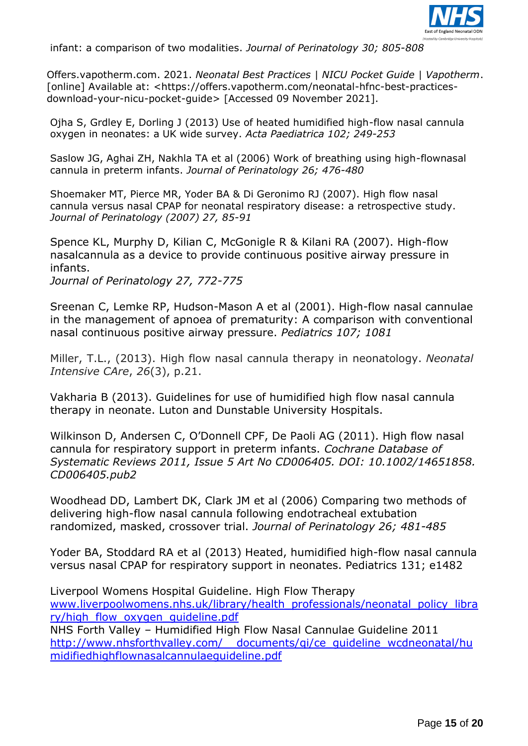infant: a comparison of two modalities. *Journal of Perinatology 30; 805-808*

Offers.vapotherm.com. 2021. *Neonatal Best Practices | NICU Pocket Guide | Vapotherm*. [online] Available at: <https://offers.vapotherm.com/neonatal-hfnc-best-practices-download-your-nicu-pocket-guide> [Accessed 09 November 2021].

Ojha S, Grdley E, Dorling J (2013) Use of heated humidified high-flow nasal cannula oxygen in neonates: a UK wide survey. *Acta Paediatrica 102; 249-253*

Saslow JG, Aghai ZH, Nakhla TA et al (2006) Work of breathing using high-flownasal cannula in preterm infants. *Journal of Perinatology 26; 476-480*

Shoemaker MT, Pierce MR, Yoder BA & Di Geronimo RJ (2007). High flow nasal cannula versus nasal CPAP for neonatal respiratory disease: a retrospective study. *Journal of Perinatology (2007) 27, 85-91*

Spence KL, Murphy D, Kilian C, McGonigle R & Kilani RA (2007). High-flow nasalcannula as a device to provide continuous positive airway pressure in infants.
*Journal of Perinatology 27, 772-775*

Sreenan C, Lemke RP, Hudson-Mason A et al (2001). High-flow nasal cannulae in the management of apnoea of prematurity: A comparison with conventional nasal continuous positive airway pressure. *Pediatrics 107; 1081*

Miller, T.L., (2013). High flow nasal cannula therapy in neonatology. *Neonatal Intensive CAre*, *26*(3), p.21.

Vakharia B (2013). Guidelines for use of humidified high flow nasal cannula therapy in neonate. Luton and Dunstable University Hospitals.

Wilkinson D, Andersen C, O'Donnell CPF, De Paoli AG (2011). High flow nasal cannula for respiratory support in preterm infants. *Cochrane Database of Systematic Reviews 2011, Issue 5 Art No CD006405. DOI: 10.1002/14651858. CD006405.pub2*

Woodhead DD, Lambert DK, Clark JM et al (2006) Comparing two methods of delivering high-flow nasal cannula following endotracheal extubation randomized, masked, crossover trial. *Journal of Perinatology 26; 481-485*

Yoder BA, Stoddard RA et al (2013) Heated, humidified high-flow nasal cannula versus nasal CPAP for respiratory support in neonates. Pediatrics 131; e1482

Liverpool Womens Hospital Guideline. High Flow Therapy
[www.liverpoolwomens.nhs.uk/library/health_professionals/neonatal_policy_library/high_flow_oxygen_guideline.pdf](www.liverpoolwomens.nhs.uk/library/health_professionals/neonatal_policy_library/high_flow_oxygen_guideline.pdf)
NHS Forth Valley – Humidified High Flow Nasal Cannulae Guideline 2011
[http://www.nhsforthvalley.com/__documents/qi/ce_guideline_wcdneonatal/humidifiedhighflownasalcannulaeguideline.pdf](http://www.nhsforthvalley.com/__documents/qi/ce_guideline_wcdneonatal/humidifiedhighflownasalcannulaeguideline.pdf)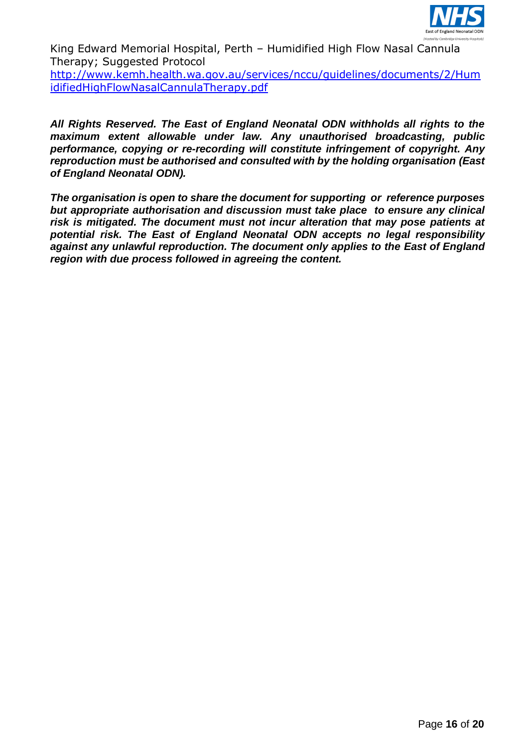King Edward Memorial Hospital, Perth – Humidified High Flow Nasal Cannula Therapy; Suggested Protocol
[http://www.kemh.health.wa.gov.au/services/nccu/guidelines/documents/2/HumidifiedHighFlowNasalCannulaTherapy.pdf](http://www.kemh.health.wa.gov.au/services/nccu/guidelines/documents/2/HumidifiedHighFlowNasalCannulaTherapy.pdf)

***All Rights Reserved. The East of England Neonatal ODN withholds all rights to the maximum extent allowable under law. Any unauthorised broadcasting, public performance, copying or re-recording will constitute infringement of copyright. Any reproduction must be authorised and consulted with by the holding organisation (East of England Neonatal ODN).***

***The organisation is open to share the document for supporting or reference purposes but appropriate authorisation and discussion must take place to ensure any clinical risk is mitigated. The document must not incur alteration that may pose patients at potential risk. The East of England Neonatal ODN accepts no legal responsibility against any unlawful reproduction. The document only applies to the East of England region with due process followed in agreeing the content.***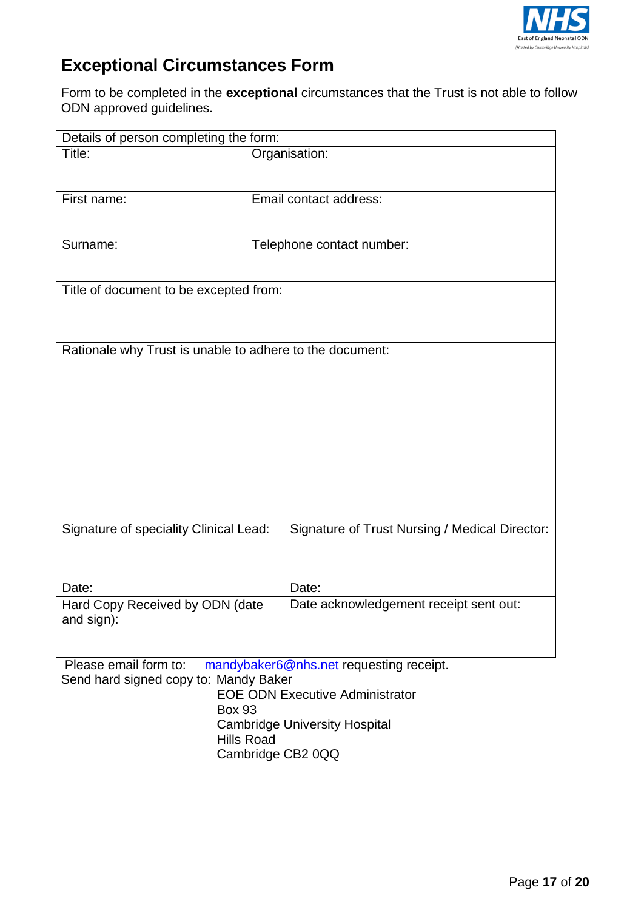# Exceptional Circumstances Form

Form to be completed in the **exceptional** circumstances that the Trust is not able to follow ODN approved guidelines.

| Details of person completing the form: | |
|---|---|
| Title: | Organisation: |
| First name: | Email contact address: |
| Surname: | Telephone contact number: |
| Title of document to be excepted from: | |
| Rationale why Trust is unable to adhere to the document: | |
| Signature of speciality Clinical Lead:<br><br>Date: | Signature of Trust Nursing / Medical Director:<br><br>Date: |
| Hard Copy Received by ODN (date and sign): | Date acknowledgement receipt sent out: |

Please email form to: mandybaker6@nhs.net requesting receipt.

Send hard signed copy to: Mandy Baker
EOE ODN Executive Administrator
Box 93
Cambridge University Hospital
Hills Road
Cambridge CB2 0QQ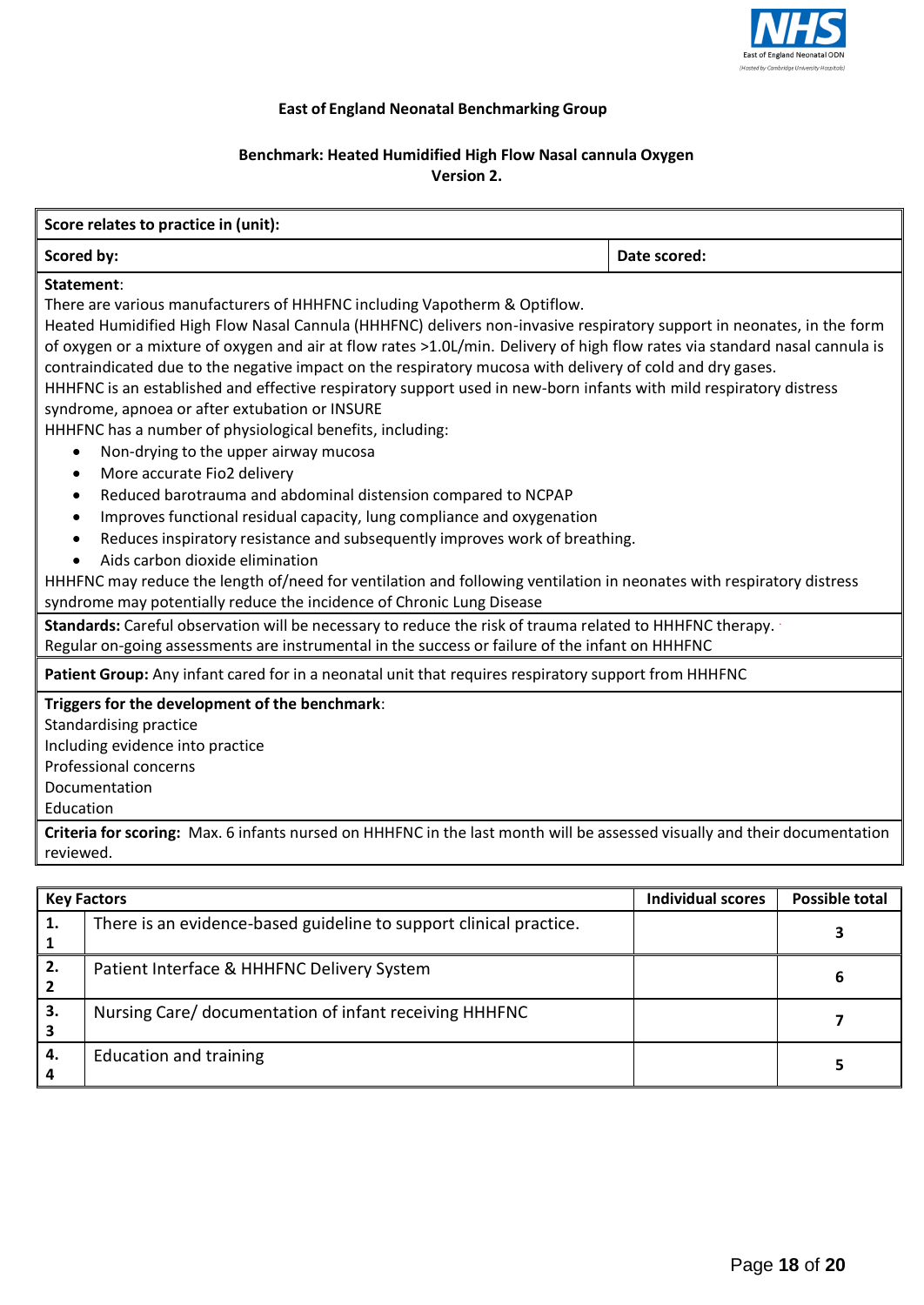**East of England Neonatal Benchmarking Group**

**Benchmark: Heated Humidified High Flow Nasal cannula Oxygen**
**Version 2.**

| **Score relates to practice in (unit):** | |
|---|---|
| **Scored by:** | **Date scored:** |

**Statement**:
There are various manufacturers of HHHFNC including Vapotherm & Optiflow.
Heated Humidified High Flow Nasal Cannula (HHHFNC) delivers non-invasive respiratory support in neonates, in the form of oxygen or a mixture of oxygen and air at flow rates >1.0L/min. Delivery of high flow rates via standard nasal cannula is contraindicated due to the negative impact on the respiratory mucosa with delivery of cold and dry gases.
HHHFNC is an established and effective respiratory support used in new-born infants with mild respiratory distress syndrome, apnoea or after extubation or INSURE
HHHFNC has a number of physiological benefits, including:

- Non-drying to the upper airway mucosa
- More accurate Fio2 delivery
- Reduced barotrauma and abdominal distension compared to NCPAP
- Improves functional residual capacity, lung compliance and oxygenation
- Reduces inspiratory resistance and subsequently improves work of breathing.
- Aids carbon dioxide elimination

HHHFNC may reduce the length of/need for ventilation and following ventilation in neonates with respiratory distress syndrome may potentially reduce the incidence of Chronic Lung Disease

**Standards:** Careful observation will be necessary to reduce the risk of trauma related to HHHFNC therapy.
Regular on-going assessments are instrumental in the success or failure of the infant on HHHFNC

**Patient Group:** Any infant cared for in a neonatal unit that requires respiratory support from HHHFNC

**Triggers for the development of the benchmark**:
Standardising practice
Including evidence into practice
Professional concerns
Documentation
Education

**Criteria for scoring:** Max. 6 infants nursed on HHHFNC in the last month will be assessed visually and their documentation reviewed.

| **Key Factors** | | **Individual scores** | **Possible total** |
|---|---|---|---|
| **1.** **1** | There is an evidence-based guideline to support clinical practice. | | **3** |
| **2.** **2** | Patient Interface & HHHFNC Delivery System | | **6** |
| **3.** **3** | Nursing Care/ documentation of infant receiving HHHFNC | | **7** |
| **4.** **4** | Education and training | | **5** |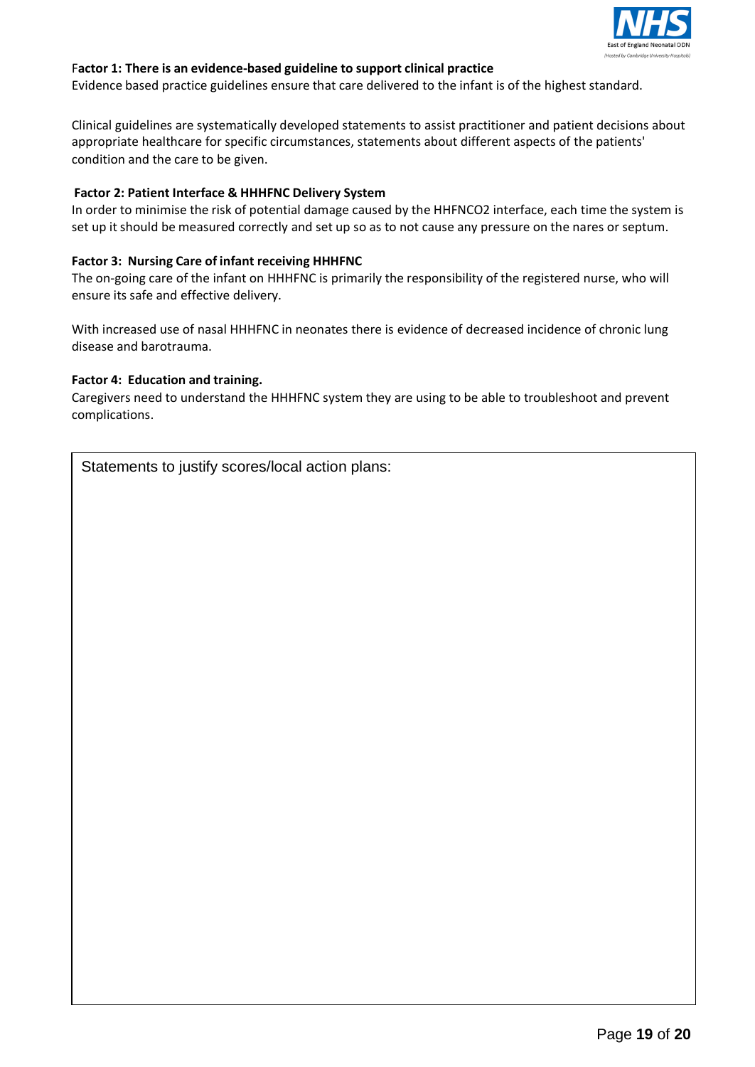**Factor 1: There is an evidence-based guideline to support clinical practice**

Evidence based practice guidelines ensure that care delivered to the infant is of the highest standard.

Clinical guidelines are systematically developed statements to assist practitioner and patient decisions about appropriate healthcare for specific circumstances, statements about different aspects of the patients' condition and the care to be given.

**Factor 2: Patient Interface & HHHFNC Delivery System**

In order to minimise the risk of potential damage caused by the HHFNCO2 interface, each time the system is set up it should be measured correctly and set up so as to not cause any pressure on the nares or septum.

**Factor 3: Nursing Care of infant receiving HHHFNC**

The on-going care of the infant on HHHFNC is primarily the responsibility of the registered nurse, who will ensure its safe and effective delivery.

With increased use of nasal HHHFNC in neonates there is evidence of decreased incidence of chronic lung disease and barotrauma.

**Factor 4: Education and training.**

Caregivers need to understand the HHHFNC system they are using to be able to troubleshoot and prevent complications.

| Statements to justify scores/local action plans: |
| --- |
| |